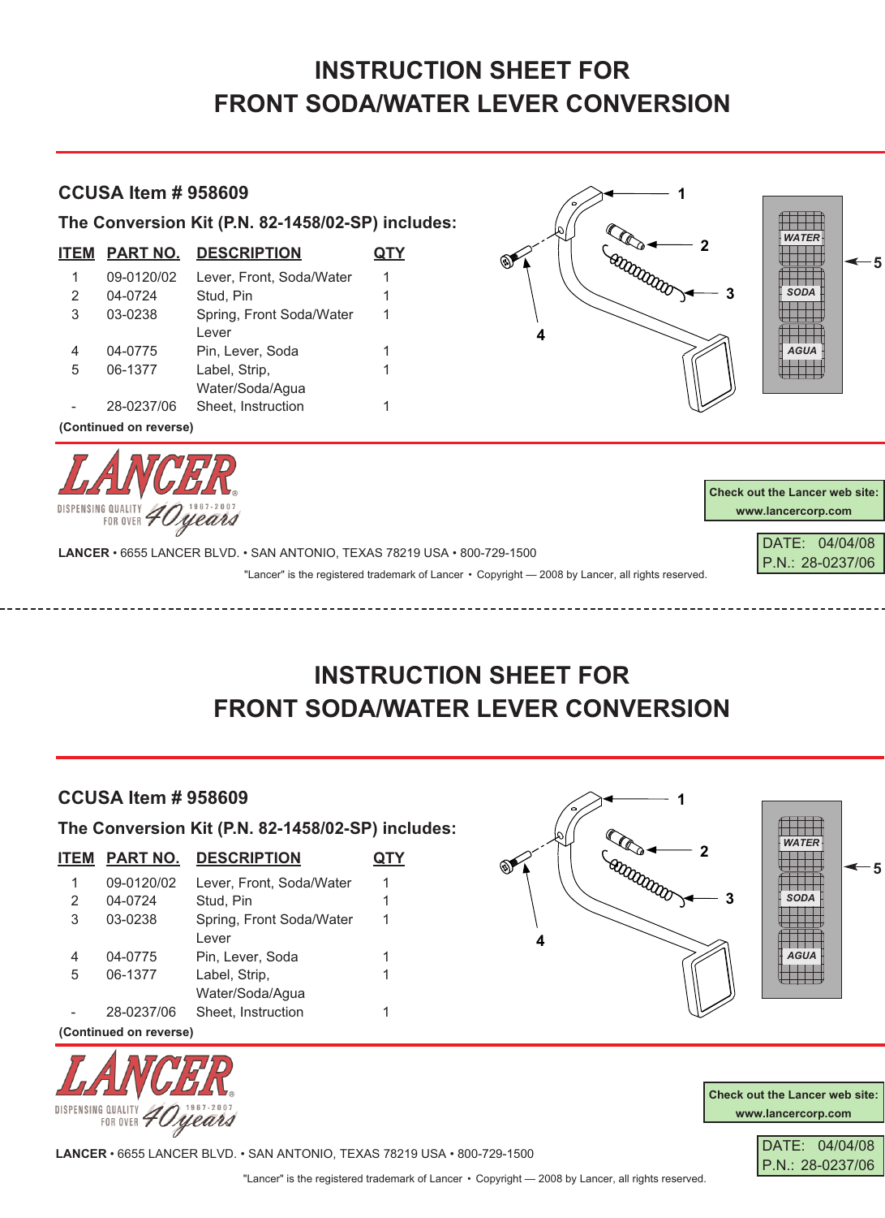# INSTRUCTION SHEET FOR FRONT SODA/WATER LEVER CONVERSION

## CCUSA Item # 958609

### The Conversion Kit (P.N. 82-1458/02-SP) includes:

| ITEM | PART NO. | DESCRIPTION | QTY |
|---|---|---|---|
| 1 | 09-0120/02 | Lever, Front, Soda/Water | 1 |
| 2 | 04-0724 | Stud, Pin | 1 |
| 3 | 03-0238 | Spring, Front Soda/Water Lever | 1 |
| 4 | 04-0775 | Pin, Lever, Soda | 1 |
| 5 | 06-1377 | Label, Strip, Water/Soda/Agua | 1 |
| - | 28-0237/06 | Sheet, Instruction | 1 |

**(Continued on reverse)**

WATER
SODA
AGUA

LANCER DISPENSING QUALITY FOR OVER 40 years 1967-2007

Check out the Lancer web site: www.lancercorp.com

**LANCER** • 6655 LANCER BLVD. • SAN ANTONIO, TEXAS 78219 USA • 800-729-1500

DATE: 04/04/08
P.N.: 28-0237/06

"Lancer" is the registered trademark of Lancer • Copyright — 2008 by Lancer, all rights reserved.

---

# INSTRUCTION SHEET FOR FRONT SODA/WATER LEVER CONVERSION

## CCUSA Item # 958609

### The Conversion Kit (P.N. 82-1458/02-SP) includes:

| ITEM | PART NO. | DESCRIPTION | QTY |
|---|---|---|---|
| 1 | 09-0120/02 | Lever, Front, Soda/Water | 1 |
| 2 | 04-0724 | Stud, Pin | 1 |
| 3 | 03-0238 | Spring, Front Soda/Water Lever | 1 |
| 4 | 04-0775 | Pin, Lever, Soda | 1 |
| 5 | 06-1377 | Label, Strip, Water/Soda/Agua | 1 |
| - | 28-0237/06 | Sheet, Instruction | 1 |

**(Continued on reverse)**

WATER
SODA
AGUA

LANCER DISPENSING QUALITY FOR OVER 40 years 1967-2007

Check out the Lancer web site: www.lancercorp.com

**LANCER** • 6655 LANCER BLVD. • SAN ANTONIO, TEXAS 78219 USA • 800-729-1500

DATE: 04/04/08
P.N.: 28-0237/06

"Lancer" is the registered trademark of Lancer • Copyright — 2008 by Lancer, all rights reserved.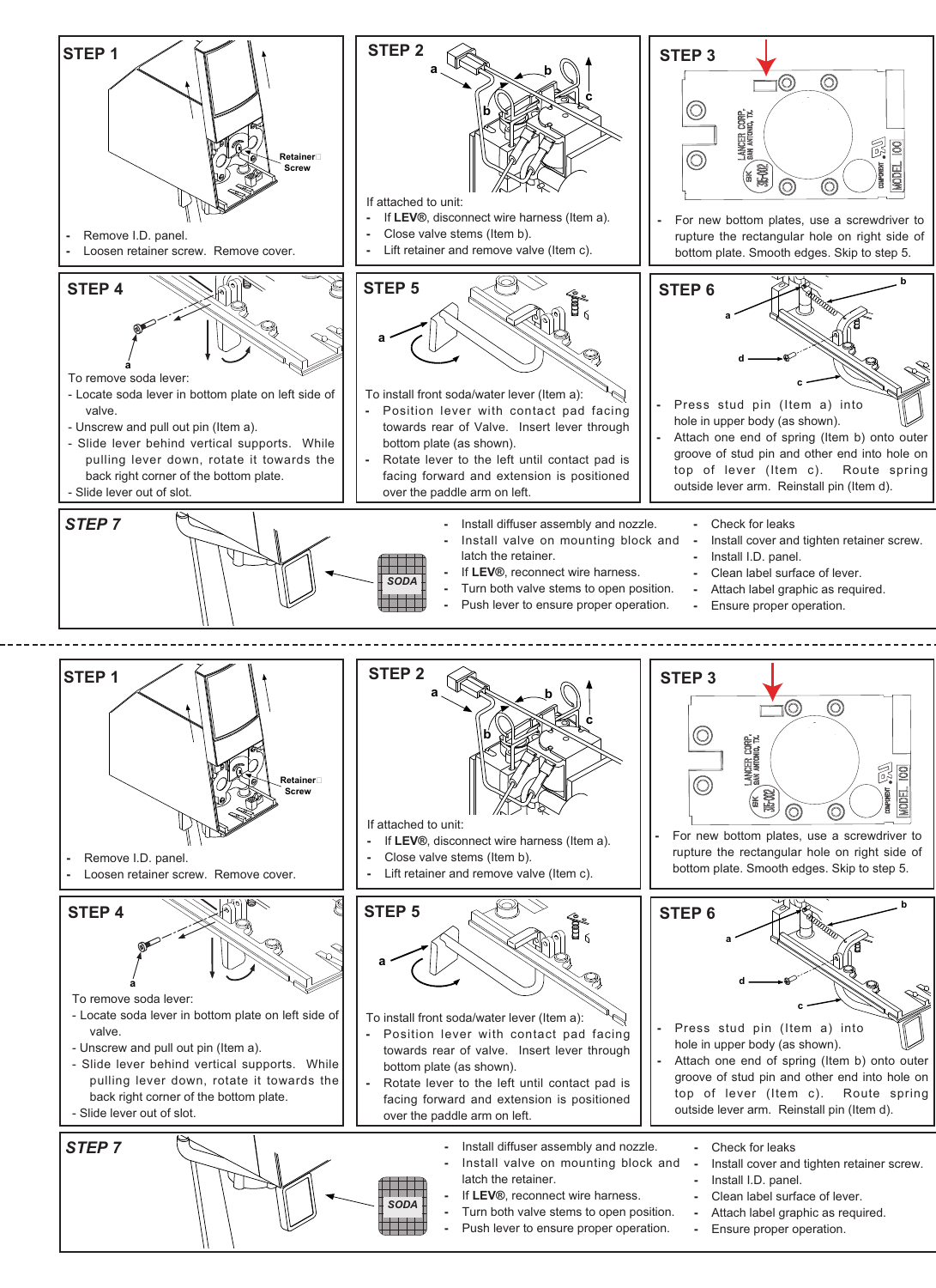## STEP 1

Retainer Screw

- Remove I.D. panel.
- Loosen retainer screw. Remove cover.

## STEP 2

a b b c

If attached to unit:

- If **LEV®**, disconnect wire harness (Item a).
- Close valve stems (Item b).
- Lift retainer and remove valve (Item c).

## STEP 3

LANCER CORP. SAN ANTONIO, TX. BK 35-002 COMPONENT MODEL 100

- For new bottom plates, use a screwdriver to rupture the rectangular hole on right side of bottom plate. Smooth edges. Skip to step 5.

## STEP 4

a

To remove soda lever:

- Locate soda lever in bottom plate on left side of valve.
- Unscrew and pull out pin (Item a).
- Slide lever behind vertical supports. While pulling lever down, rotate it towards the back right corner of the bottom plate.
- Slide lever out of slot.

## STEP 5

a

To install front soda/water lever (Item a):

- Position lever with contact pad facing towards rear of Valve. Insert lever through bottom plate (as shown).
- Rotate lever to the left until contact pad is facing forward and extension is positioned over the paddle arm on left.

## STEP 6

a b d c

- Press stud pin (Item a) into hole in upper body (as shown).
- Attach one end of spring (Item b) onto outer groove of stud pin and other end into hole on top of lever (Item c). Route spring outside lever arm. Reinstall pin (Item d).

## STEP 7

SODA

- Install diffuser assembly and nozzle.
- Install valve on mounting block and latch the retainer.
- If **LEV®**, reconnect wire harness.
- Turn both valve stems to open position.
- Push lever to ensure proper operation.
- Check for leaks
- Install cover and tighten retainer screw.
- Install I.D. panel.
- Clean label surface of lever.
- Attach label graphic as required.
- Ensure proper operation.

---

## STEP 1

Retainer Screw

- Remove I.D. panel.
- Loosen retainer screw. Remove cover.

## STEP 2

a b b c

If attached to unit:

- If **LEV®**, disconnect wire harness (Item a).
- Close valve stems (Item b).
- Lift retainer and remove valve (Item c).

## STEP 3

LANCER CORP. SAN ANTONIO, TX. BK 35-002 COMPONENT MODEL 100

- For new bottom plates, use a screwdriver to rupture the rectangular hole on right side of bottom plate. Smooth edges. Skip to step 5.

## STEP 4

a

To remove soda lever:

- Locate soda lever in bottom plate on left side of valve.
- Unscrew and pull out pin (Item a).
- Slide lever behind vertical supports. While pulling lever down, rotate it towards the back right corner of the bottom plate.
- Slide lever out of slot.

## STEP 5

a

To install front soda/water lever (Item a):

- Position lever with contact pad facing towards rear of valve. Insert lever through bottom plate (as shown).
- Rotate lever to the left until contact pad is facing forward and extension is positioned over the paddle arm on left.

## STEP 6

a b d c

- Press stud pin (Item a) into hole in upper body (as shown).
- Attach one end of spring (Item b) onto outer groove of stud pin and other end into hole on top of lever (Item c). Route spring outside lever arm. Reinstall pin (Item d).

## STEP 7

SODA

- Install diffuser assembly and nozzle.
- Install valve on mounting block and latch the retainer.
- If **LEV®**, reconnect wire harness.
- Turn both valve stems to open position.
- Push lever to ensure proper operation.
- Check for leaks
- Install cover and tighten retainer screw.
- Install I.D. panel.
- Clean label surface of lever.
- Attach label graphic as required.
- Ensure proper operation.